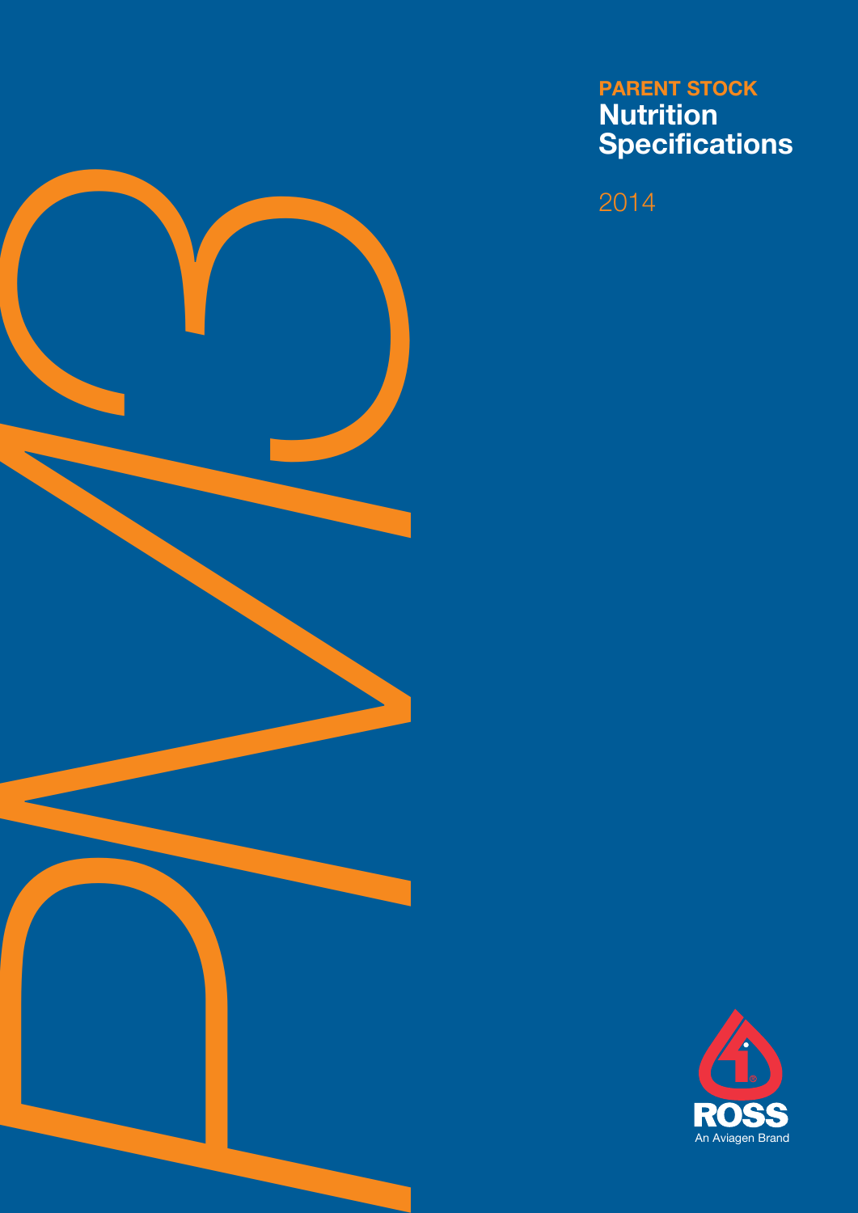PM3

# PARENT STOCK
# Nutrition Specifications

2014

ROSS
An Aviagen Brand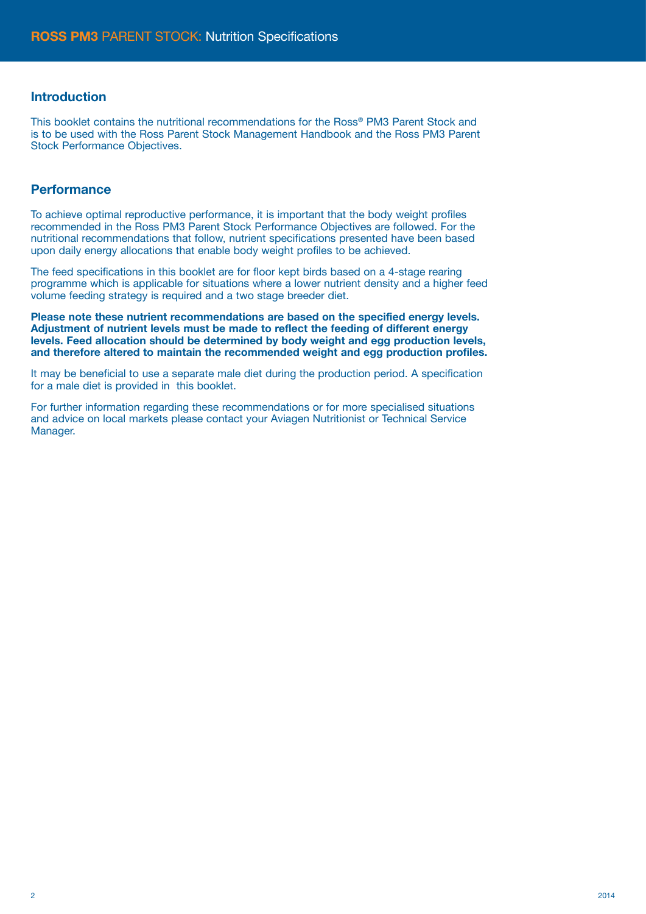## Introduction

This booklet contains the nutritional recommendations for the Ross® PM3 Parent Stock and is to be used with the Ross Parent Stock Management Handbook and the Ross PM3 Parent Stock Performance Objectives.

## Performance

To achieve optimal reproductive performance, it is important that the body weight profiles recommended in the Ross PM3 Parent Stock Performance Objectives are followed. For the nutritional recommendations that follow, nutrient specifications presented have been based upon daily energy allocations that enable body weight profiles to be achieved.

The feed specifications in this booklet are for floor kept birds based on a 4-stage rearing programme which is applicable for situations where a lower nutrient density and a higher feed volume feeding strategy is required and a two stage breeder diet.

**Please note these nutrient recommendations are based on the specified energy levels. Adjustment of nutrient levels must be made to reflect the feeding of different energy levels. Feed allocation should be determined by body weight and egg production levels, and therefore altered to maintain the recommended weight and egg production profiles.**

It may be beneficial to use a separate male diet during the production period. A specification for a male diet is provided in this booklet.

For further information regarding these recommendations or for more specialised situations and advice on local markets please contact your Aviagen Nutritionist or Technical Service Manager.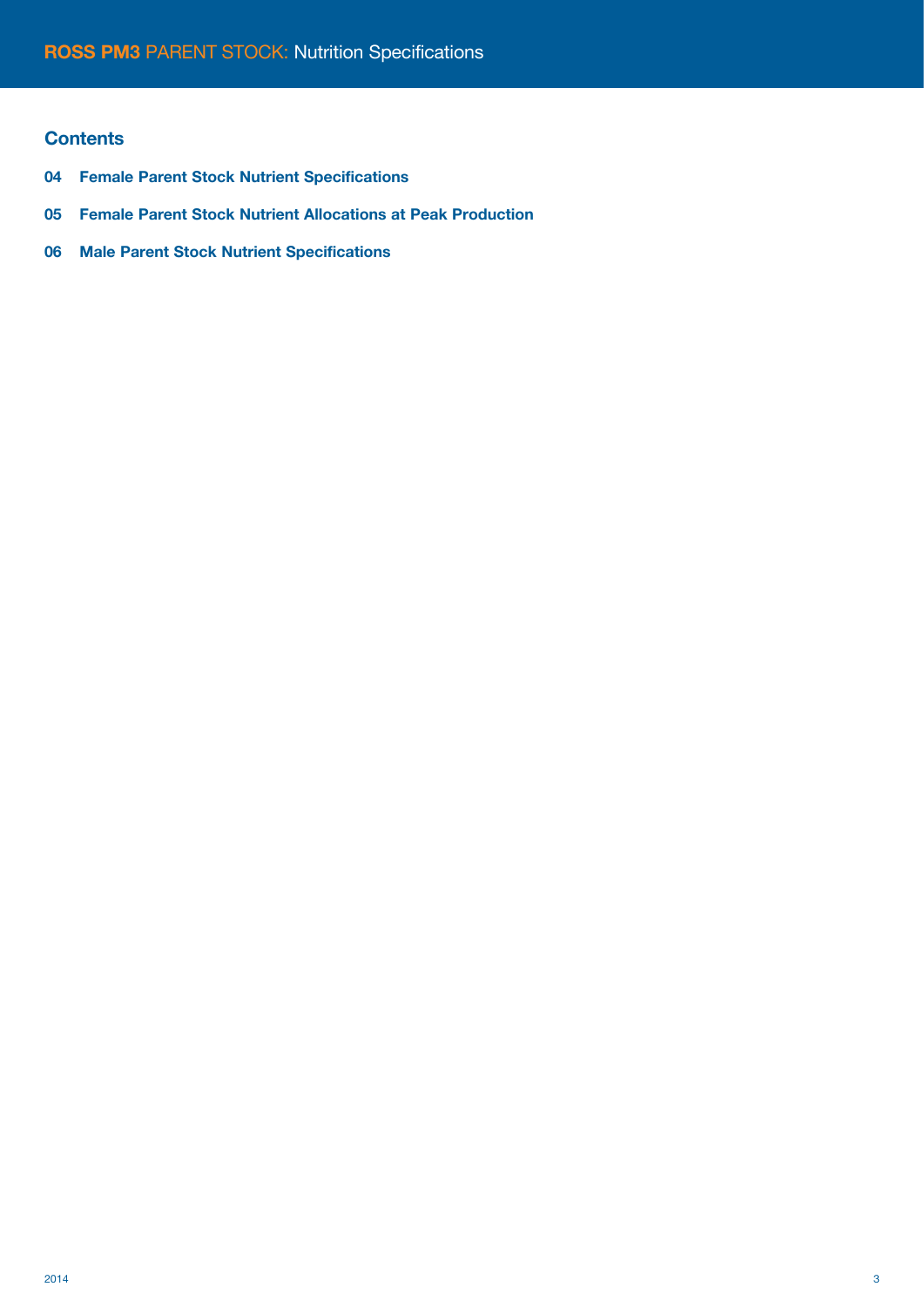## Contents

04 **Female Parent Stock Nutrient Specifications**

05 **Female Parent Stock Nutrient Allocations at Peak Production**

06 **Male Parent Stock Nutrient Specifications**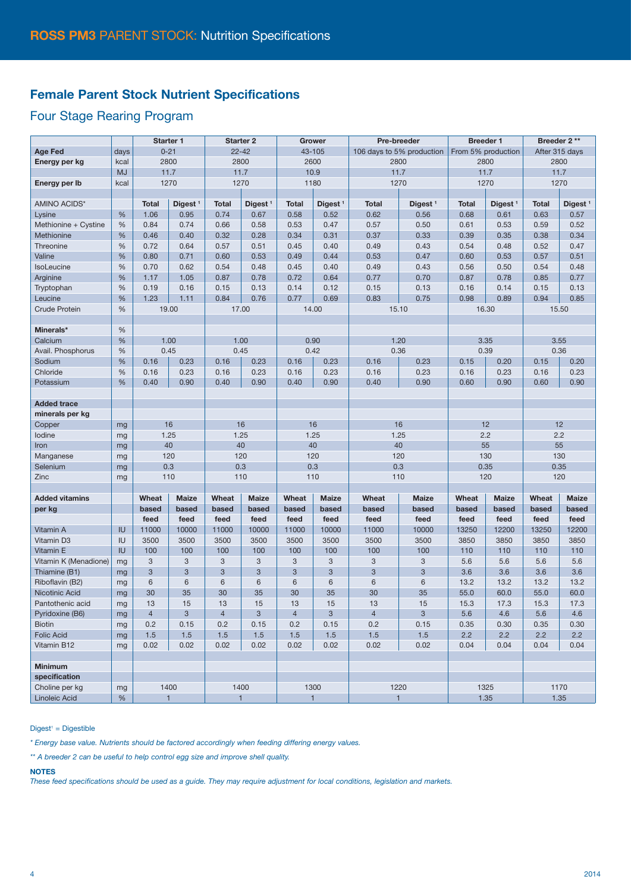# ROSS PM3 PARENT STOCK: Nutrition Specifications

## Female Parent Stock Nutrient Specifications

### Four Stage Rearing Program

| | | Starter 1 | | Starter 2 | | Grower | | Pre-breeder | | Breeder 1 | | Breeder 2 ** | |
|---|---|---|---|---|---|---|---|---|---|---|---|---|---|
| **Age Fed** | days | 0-21 | | 22-42 | | 43-105 | | 106 days to 5% production | | From 5% production | | After 315 days | |
| **Energy per kg** | kcal | 2800 | | 2800 | | 2600 | | 2800 | | 2800 | | 2800 | |
| | MJ | 11.7 | | 11.7 | | 10.9 | | 11.7 | | 11.7 | | 11.7 | |
| **Energy per lb** | kcal | 1270 | | 1270 | | 1180 | | 1270 | | 1270 | | 1270 | |
| | | | | | | | | | | | | | |
| AMINO ACIDS* | | **Total** | **Digest [1]** | **Total** | **Digest [1]** | **Total** | **Digest [1]** | **Total** | **Digest [1]** | **Total** | **Digest [1]** | **Total** | **Digest [1]** |
| Lysine | % | 1.06 | 0.95 | 0.74 | 0.67 | 0.58 | 0.52 | 0.62 | 0.56 | 0.68 | 0.61 | 0.63 | 0.57 |
| Methionine + Cystine | % | 0.84 | 0.74 | 0.66 | 0.58 | 0.53 | 0.47 | 0.57 | 0.50 | 0.61 | 0.53 | 0.59 | 0.52 |
| Methionine | % | 0.46 | 0.40 | 0.32 | 0.28 | 0.34 | 0.31 | 0.37 | 0.33 | 0.39 | 0.35 | 0.38 | 0.34 |
| Threonine | % | 0.72 | 0.64 | 0.57 | 0.51 | 0.45 | 0.40 | 0.49 | 0.43 | 0.54 | 0.48 | 0.52 | 0.47 |
| Valine | % | 0.80 | 0.71 | 0.60 | 0.53 | 0.49 | 0.44 | 0.53 | 0.47 | 0.60 | 0.53 | 0.57 | 0.51 |
| IsoLeucine | % | 0.70 | 0.62 | 0.54 | 0.48 | 0.45 | 0.40 | 0.49 | 0.43 | 0.56 | 0.50 | 0.54 | 0.48 |
| Arginine | % | 1.17 | 1.05 | 0.87 | 0.78 | 0.72 | 0.64 | 0.77 | 0.70 | 0.87 | 0.78 | 0.85 | 0.77 |
| Tryptophan | % | 0.19 | 0.16 | 0.15 | 0.13 | 0.14 | 0.12 | 0.15 | 0.13 | 0.16 | 0.14 | 0.15 | 0.13 |
| Leucine | % | 1.23 | 1.11 | 0.84 | 0.76 | 0.77 | 0.69 | 0.83 | 0.75 | 0.98 | 0.89 | 0.94 | 0.85 |
| Crude Protein | % | 19.00 | | 17.00 | | 14.00 | | 15.10 | | 16.30 | | 15.50 | |
| | | | | | | | | | | | | | |
| **Minerals*** | % | | | | | | | | | | | | |
| Calcium | % | 1.00 | | 1.00 | | 0.90 | | 1.20 | | 3.35 | | 3.55 | |
| Avail. Phosphorus | % | 0.45 | | 0.45 | | 0.42 | | 0.36 | | 0.39 | | 0.36 | |
| Sodium | % | 0.16 | 0.23 | 0.16 | 0.23 | 0.16 | 0.23 | 0.16 | 0.23 | 0.15 | 0.20 | 0.15 | 0.20 |
| Chloride | % | 0.16 | 0.23 | 0.16 | 0.23 | 0.16 | 0.23 | 0.16 | 0.23 | 0.16 | 0.23 | 0.16 | 0.23 |
| Potassium | % | 0.40 | 0.90 | 0.40 | 0.90 | 0.40 | 0.90 | 0.40 | 0.90 | 0.60 | 0.90 | 0.60 | 0.90 |
| | | | | | | | | | | | | | |
| **Added trace minerals per kg** | | | | | | | | | | | | | |
| Copper | mg | 16 | | 16 | | 16 | | 16 | | 12 | | 12 | |
| Iodine | mg | 1.25 | | 1.25 | | 1.25 | | 1.25 | | 2.2 | | 2.2 | |
| Iron | mg | 40 | | 40 | | 40 | | 40 | | 55 | | 55 | |
| Manganese | mg | 120 | | 120 | | 120 | | 120 | | 130 | | 130 | |
| Selenium | mg | 0.3 | | 0.3 | | 0.3 | | 0.3 | | 0.35 | | 0.35 | |
| Zinc | mg | 110 | | 110 | | 110 | | 110 | | 120 | | 120 | |
| | | | | | | | | | | | | | |
| **Added vitamins per kg** | | **Wheat based feed** | **Maize based feed** | **Wheat based feed** | **Maize based feed** | **Wheat based feed** | **Maize based feed** | **Wheat based feed** | **Maize based feed** | **Wheat based feed** | **Maize based feed** | **Wheat based feed** | **Maize based feed** |
| Vitamin A | IU | 11000 | 10000 | 11000 | 10000 | 11000 | 10000 | 11000 | 10000 | 13250 | 12200 | 13250 | 12200 |
| Vitamin D3 | IU | 3500 | 3500 | 3500 | 3500 | 3500 | 3500 | 3500 | 3500 | 3850 | 3850 | 3850 | 3850 |
| Vitamin E | IU | 100 | 100 | 100 | 100 | 100 | 100 | 100 | 100 | 110 | 110 | 110 | 110 |
| Vitamin K (Menadione) | mg | 3 | 3 | 3 | 3 | 3 | 3 | 3 | 3 | 5.6 | 5.6 | 5.6 | 5.6 |
| Thiamine (B1) | mg | 3 | 3 | 3 | 3 | 3 | 3 | 3 | 3 | 3.6 | 3.6 | 3.6 | 3.6 |
| Riboflavin (B2) | mg | 6 | 6 | 6 | 6 | 6 | 6 | 6 | 6 | 13.2 | 13.2 | 13.2 | 13.2 |
| Nicotinic Acid | mg | 30 | 35 | 30 | 35 | 30 | 35 | 30 | 35 | 55.0 | 60.0 | 55.0 | 60.0 |
| Pantothenic acid | mg | 13 | 15 | 13 | 15 | 13 | 15 | 13 | 15 | 15.3 | 17.3 | 15.3 | 17.3 |
| Pyridoxine (B6) | mg | 4 | 3 | 4 | 3 | 4 | 3 | 4 | 3 | 5.6 | 4.6 | 5.6 | 4.6 |
| Biotin | mg | 0.2 | 0.15 | 0.2 | 0.15 | 0.2 | 0.15 | 0.2 | 0.15 | 0.35 | 0.30 | 0.35 | 0.30 |
| Folic Acid | mg | 1.5 | 1.5 | 1.5 | 1.5 | 1.5 | 1.5 | 1.5 | 1.5 | 2.2 | 2.2 | 2.2 | 2.2 |
| Vitamin B12 | mg | 0.02 | 0.02 | 0.02 | 0.02 | 0.02 | 0.02 | 0.02 | 0.02 | 0.04 | 0.04 | 0.04 | 0.04 |
| | | | | | | | | | | | | | |
| **Minimum specification** | | | | | | | | | | | | | |
| Choline per kg | mg | 1400 | | 1400 | | 1300 | | 1220 | | 1325 | | 1170 | |
| Linoleic Acid | % | 1 | | 1 | | 1 | | 1 | | 1.35 | | 1.35 | |

Digest[1] = Digestible

*\* Energy base value. Nutrients should be factored accordingly when feeding differing energy values.*

*\*\* A breeder 2 can be useful to help control egg size and improve shell quality.*

**NOTES**

*These feed specifications should be used as a guide. They may require adjustment for local conditions, legislation and markets.*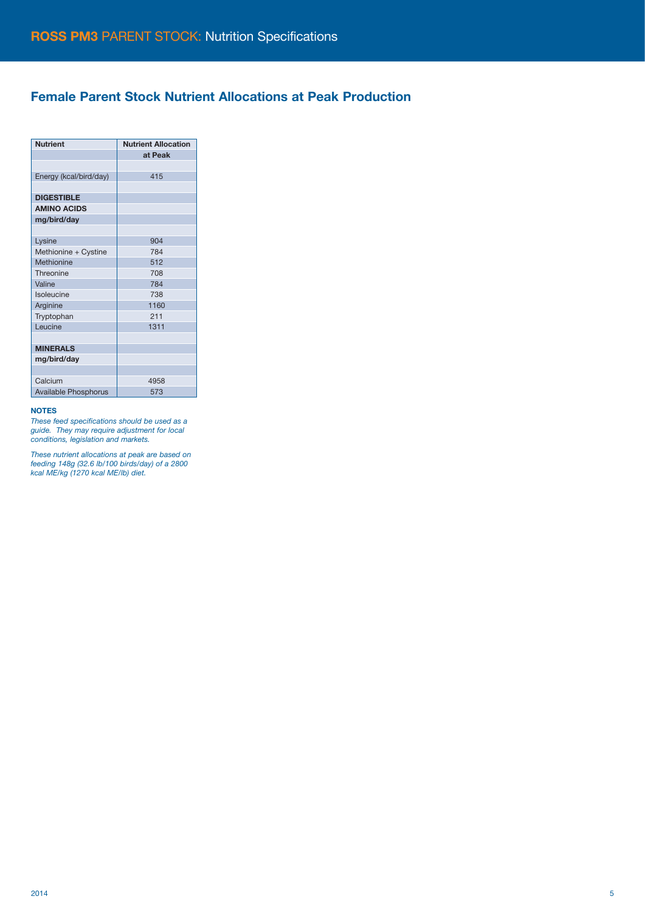# ROSS PM3 PARENT STOCK: Nutrition Specifications

## Female Parent Stock Nutrient Allocations at Peak Production

| Nutrient | Nutrient Allocation at Peak |
|---|---|
| | |
| Energy (kcal/bird/day) | 415 |
| | |
| **DIGESTIBLE** | |
| **AMINO ACIDS** | |
| **mg/bird/day** | |
| | |
| Lysine | 904 |
| Methionine + Cystine | 784 |
| Methionine | 512 |
| Threonine | 708 |
| Valine | 784 |
| Isoleucine | 738 |
| Arginine | 1160 |
| Tryptophan | 211 |
| Leucine | 1311 |
| | |
| **MINERALS** | |
| **mg/bird/day** | |
| | |
| Calcium | 4958 |
| Available Phosphorus | 573 |

**NOTES**

*These feed specifications should be used as a guide. They may require adjustment for local conditions, legislation and markets.*

*These nutrient allocations at peak are based on feeding 148g (32.6 lb/100 birds/day) of a 2800 kcal ME/kg (1270 kcal ME/lb) diet.*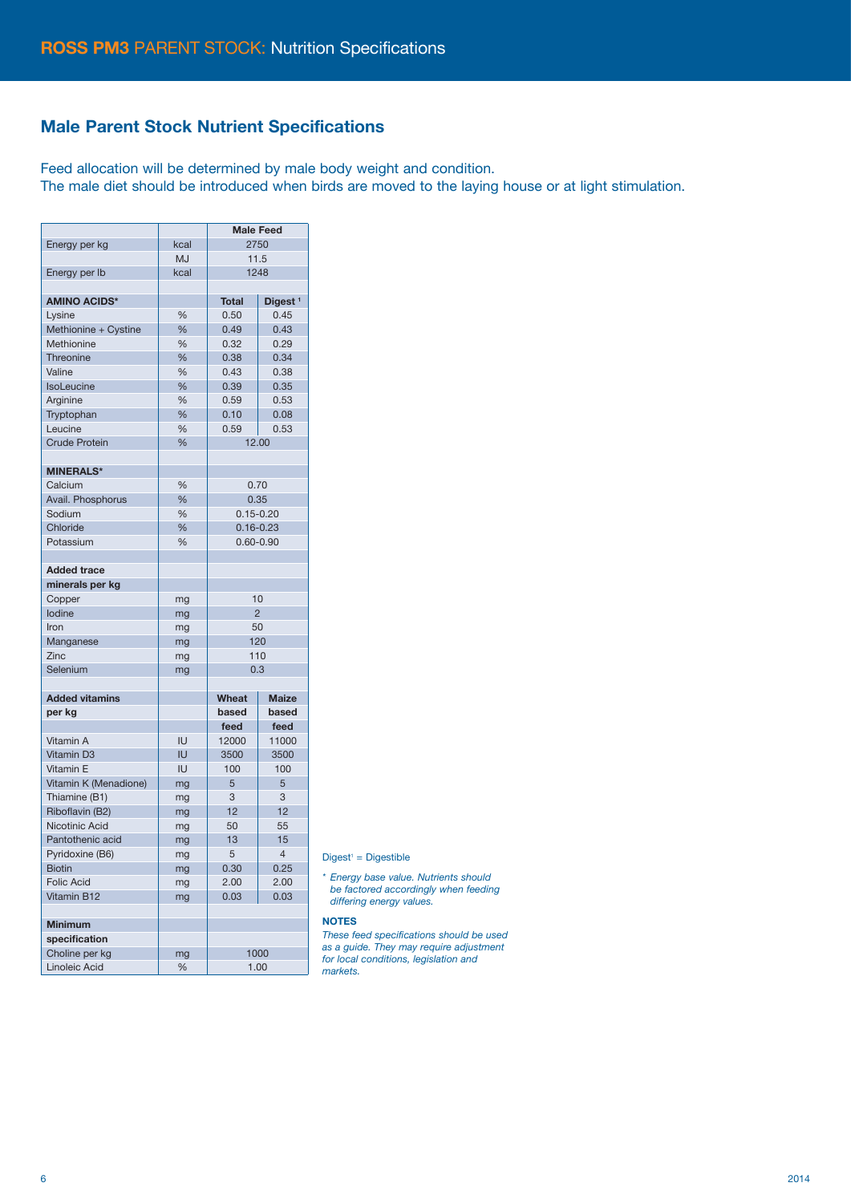## ROSS PM3 PARENT STOCK: Nutrition Specifications

### Male Parent Stock Nutrient Specifications

Feed allocation will be determined by male body weight and condition.
The male diet should be introduced when birds are moved to the laying house or at light stimulation.

| | | Male Feed | |
|---|---|---|---|
| Energy per kg | kcal | 2750 | |
| | MJ | 11.5 | |
| Energy per lb | kcal | 1248 | |
| | | | |
| **AMINO ACIDS*** | | **Total** | **Digest** [1] |
| Lysine | % | 0.50 | 0.45 |
| Methionine + Cystine | % | 0.49 | 0.43 |
| Methionine | % | 0.32 | 0.29 |
| Threonine | % | 0.38 | 0.34 |
| Valine | % | 0.43 | 0.38 |
| IsoLeucine | % | 0.39 | 0.35 |
| Arginine | % | 0.59 | 0.53 |
| Tryptophan | % | 0.10 | 0.08 |
| Leucine | % | 0.59 | 0.53 |
| Crude Protein | % | 12.00 | |
| | | | |
| **MINERALS*** | | | |
| Calcium | % | 0.70 | |
| Avail. Phosphorus | % | 0.35 | |
| Sodium | % | 0.15-0.20 | |
| Chloride | % | 0.16-0.23 | |
| Potassium | % | 0.60-0.90 | |
| | | | |
| **Added trace minerals per kg** | | | |
| Copper | mg | 10 | |
| Iodine | mg | 2 | |
| Iron | mg | 50 | |
| Manganese | mg | 120 | |
| Zinc | mg | 110 | |
| Selenium | mg | 0.3 | |
| | | | |
| **Added vitamins per kg** | | **Wheat based feed** | **Maize based feed** |
| Vitamin A | IU | 12000 | 11000 |
| Vitamin D3 | IU | 3500 | 3500 |
| Vitamin E | IU | 100 | 100 |
| Vitamin K (Menadione) | mg | 5 | 5 |
| Thiamine (B1) | mg | 3 | 3 |
| Riboflavin (B2) | mg | 12 | 12 |
| Nicotinic Acid | mg | 50 | 55 |
| Pantothenic acid | mg | 13 | 15 |
| Pyridoxine (B6) | mg | 5 | 4 |
| Biotin | mg | 0.30 | 0.25 |
| Folic Acid | mg | 2.00 | 2.00 |
| Vitamin B12 | mg | 0.03 | 0.03 |
| | | | |
| **Minimum specification** | | | |
| Choline per kg | mg | 1000 | |
| Linoleic Acid | % | 1.00 | |

Digest[1] = Digestible

*\* Energy base value. Nutrients should be factored accordingly when feeding differing energy values.*

**NOTES**

*These feed specifications should be used as a guide. They may require adjustment for local conditions, legislation and markets.*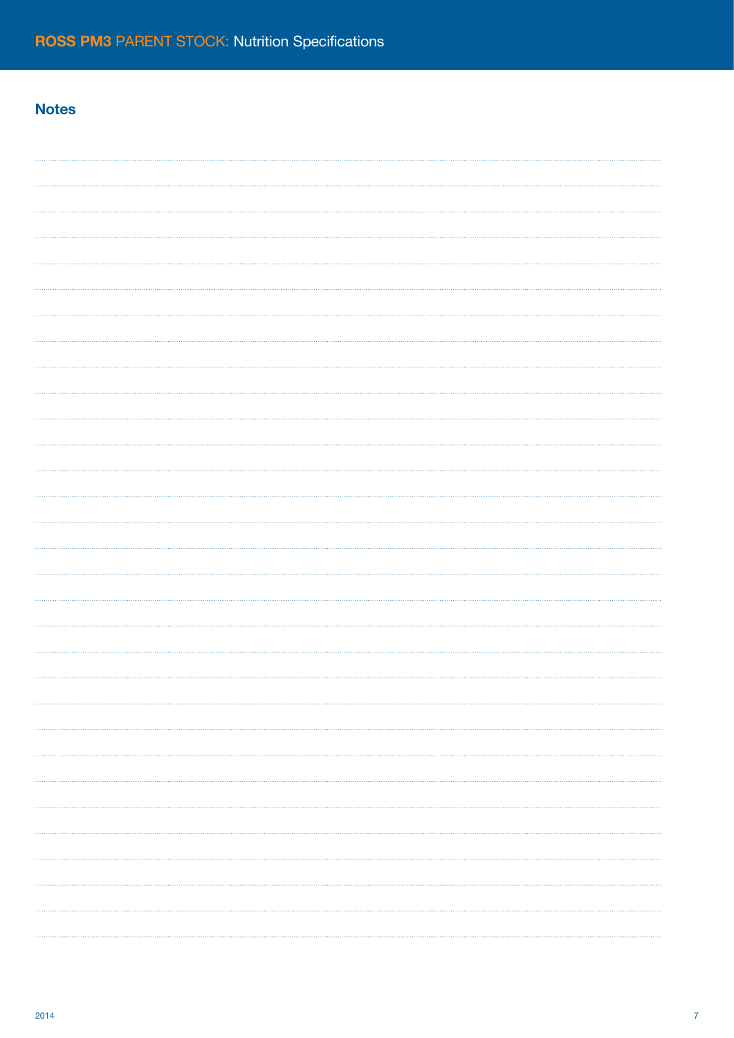## Notes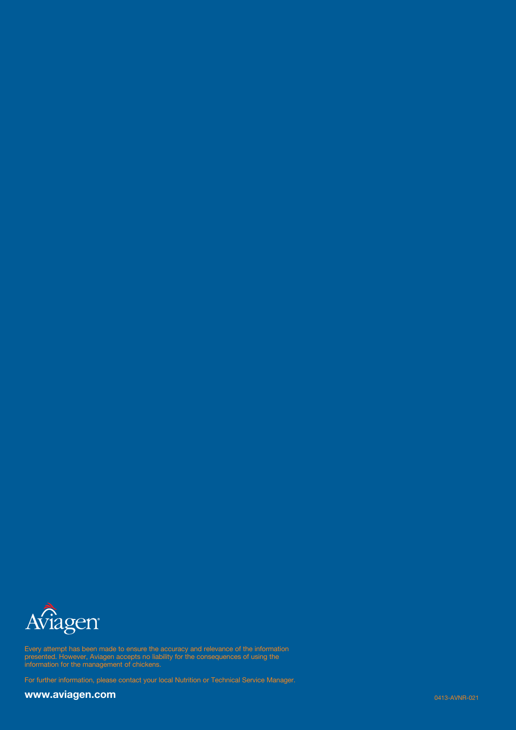Aviagen®

Every attempt has been made to ensure the accuracy and relevance of the information presented. However, Aviagen accepts no liability for the consequences of using the information for the management of chickens.

For further information, please contact your local Nutrition or Technical Service Manager.

**www.aviagen.com**

0413-AVNR-021